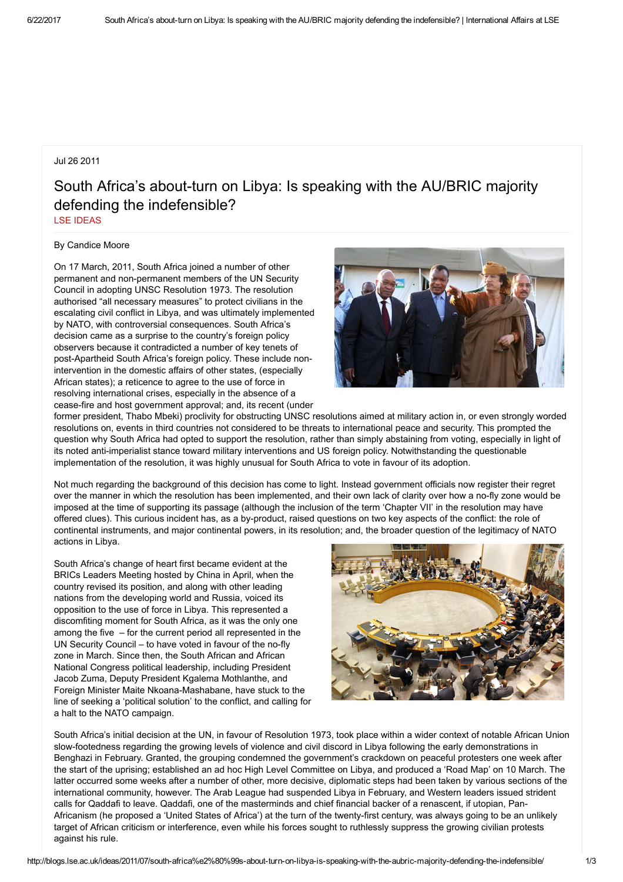Jul 26 2011

# South Africa's about-turn on Libya: Is speaking with the AU/BRIC majority defending the indefensible?

LSE IDEAS

By Candice Moore

On 17 March, 2011, South Africa joined a number of other permanent and non-permanent members of the UN Security Council in adopting UNSC Resolution 1973. The resolution authorised "all necessary measures" to protect civilians in the escalating civil conflict in Libya, and was ultimately implemented by NATO, with controversial consequences. South Africa's decision came as a surprise to the country's foreign policy observers because it contradicted a number of key tenets of post-Apartheid South Africa's foreign policy. These include non-intervention in the domestic affairs of other states, (especially African states); a reticence to agree to the use of force in resolving international crises, especially in the absence of a cease-fire and host government approval; and, its recent (under former president, Thabo Mbeki) proclivity for obstructing UNSC resolutions aimed at military action in, or even strongly worded resolutions on, events in third countries not considered to be threats to international peace and security. This prompted the question why South Africa had opted to support the resolution, rather than simply abstaining from voting, especially in light of its noted anti-imperialist stance toward military interventions and US foreign policy. Notwithstanding the questionable implementation of the resolution, it was highly unusual for South Africa to vote in favour of its adoption.

Not much regarding the background of this decision has come to light. Instead government officials now register their regret over the manner in which the resolution has been implemented, and their own lack of clarity over how a no-fly zone would be imposed at the time of supporting its passage (although the inclusion of the term 'Chapter VII' in the resolution may have offered clues). This curious incident has, as a by-product, raised questions on two key aspects of the conflict: the role of continental instruments, and major continental powers, in its resolution; and, the broader question of the legitimacy of NATO actions in Libya.

South Africa's change of heart first became evident at the BRICs Leaders Meeting hosted by China in April, when the country revised its position, and along with other leading nations from the developing world and Russia, voiced its opposition to the use of force in Libya. This represented a discomfiting moment for South Africa, as it was the only one among the five – for the current period all represented in the UN Security Council – to have voted in favour of the no-fly zone in March. Since then, the South African and African National Congress political leadership, including President Jacob Zuma, Deputy President Kgalema Mothlanthe, and Foreign Minister Maite Nkoana-Mashabane, have stuck to the line of seeking a 'political solution' to the conflict, and calling for a halt to the NATO campaign.

South Africa's initial decision at the UN, in favour of Resolution 1973, took place within a wider context of notable African Union slow-footedness regarding the growing levels of violence and civil discord in Libya following the early demonstrations in Benghazi in February. Granted, the grouping condemned the government's crackdown on peaceful protesters one week after the start of the uprising; established an ad hoc High Level Committee on Libya, and produced a 'Road Map' on 10 March. The latter occurred some weeks after a number of other, more decisive, diplomatic steps had been taken by various sections of the international community, however. The Arab League had suspended Libya in February, and Western leaders issued strident calls for Qaddafi to leave. Qaddafi, one of the masterminds and chief financial backer of a renascent, if utopian, Pan-Africanism (he proposed a 'United States of Africa') at the turn of the twenty-first century, was always going to be an unlikely target of African criticism or interference, even while his forces sought to ruthlessly suppress the growing civilian protests against his rule.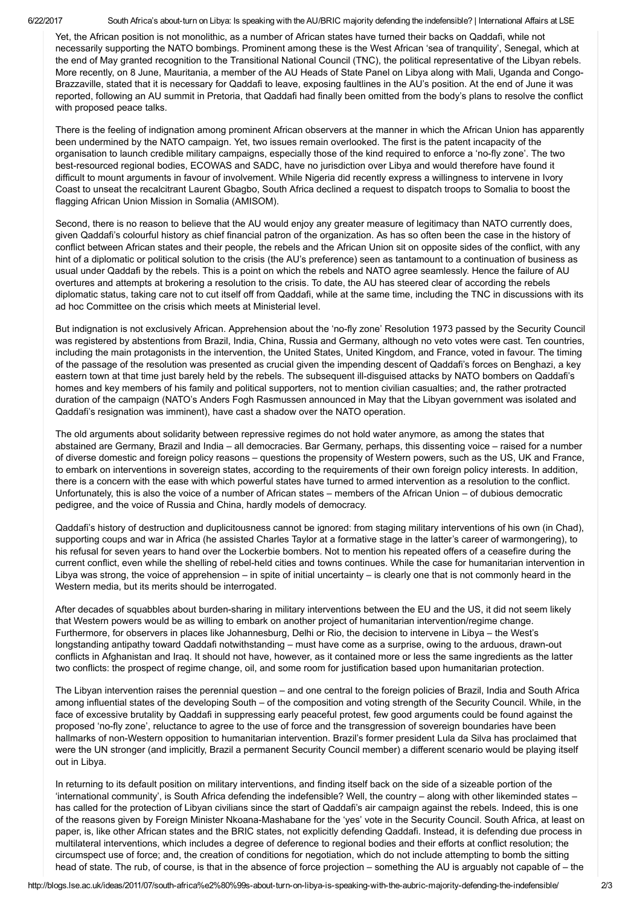Yet, the African position is not monolithic, as a number of African states have turned their backs on Qaddafi, while not necessarily supporting the NATO bombings. Prominent among these is the West African 'sea of tranquility', Senegal, which at the end of May granted recognition to the Transitional National Council (TNC), the political representative of the Libyan rebels. More recently, on 8 June, Mauritania, a member of the AU Heads of State Panel on Libya along with Mali, Uganda and Congo-Brazzaville, stated that it is necessary for Qaddafi to leave, exposing faultlines in the AU's position. At the end of June it was reported, following an AU summit in Pretoria, that Qaddafi had finally been omitted from the body's plans to resolve the conflict with proposed peace talks.

There is the feeling of indignation among prominent African observers at the manner in which the African Union has apparently been undermined by the NATO campaign. Yet, two issues remain overlooked. The first is the patent incapacity of the organisation to launch credible military campaigns, especially those of the kind required to enforce a 'no-fly zone'. The two best-resourced regional bodies, ECOWAS and SADC, have no jurisdiction over Libya and would therefore have found it difficult to mount arguments in favour of involvement. While Nigeria did recently express a willingness to intervene in Ivory Coast to unseat the recalcitrant Laurent Gbagbo, South Africa declined a request to dispatch troops to Somalia to boost the flagging African Union Mission in Somalia (AMISOM).

Second, there is no reason to believe that the AU would enjoy any greater measure of legitimacy than NATO currently does, given Qaddafi's colourful history as chief financial patron of the organization. As has so often been the case in the history of conflict between African states and their people, the rebels and the African Union sit on opposite sides of the conflict, with any hint of a diplomatic or political solution to the crisis (the AU's preference) seen as tantamount to a continuation of business as usual under Qaddafi by the rebels. This is a point on which the rebels and NATO agree seamlessly. Hence the failure of AU overtures and attempts at brokering a resolution to the crisis. To date, the AU has steered clear of according the rebels diplomatic status, taking care not to cut itself off from Qaddafi, while at the same time, including the TNC in discussions with its ad hoc Committee on the crisis which meets at Ministerial level.

But indignation is not exclusively African. Apprehension about the 'no-fly zone' Resolution 1973 passed by the Security Council was registered by abstentions from Brazil, India, China, Russia and Germany, although no veto votes were cast. Ten countries, including the main protagonists in the intervention, the United States, United Kingdom, and France, voted in favour. The timing of the passage of the resolution was presented as crucial given the impending descent of Qaddafi's forces on Benghazi, a key eastern town at that time just barely held by the rebels. The subsequent ill-disguised attacks by NATO bombers on Qaddafi's homes and key members of his family and political supporters, not to mention civilian casualties; and, the rather protracted duration of the campaign (NATO's Anders Fogh Rasmussen announced in May that the Libyan government was isolated and Qaddafi's resignation was imminent), have cast a shadow over the NATO operation.

The old arguments about solidarity between repressive regimes do not hold water anymore, as among the states that abstained are Germany, Brazil and India – all democracies. Bar Germany, perhaps, this dissenting voice – raised for a number of diverse domestic and foreign policy reasons – questions the propensity of Western powers, such as the US, UK and France, to embark on interventions in sovereign states, according to the requirements of their own foreign policy interests. In addition, there is a concern with the ease with which powerful states have turned to armed intervention as a resolution to the conflict. Unfortunately, this is also the voice of a number of African states – members of the African Union – of dubious democratic pedigree, and the voice of Russia and China, hardly models of democracy.

Qaddafi's history of destruction and duplicitousness cannot be ignored: from staging military interventions of his own (in Chad), supporting coups and war in Africa (he assisted Charles Taylor at a formative stage in the latter's career of warmongering), to his refusal for seven years to hand over the Lockerbie bombers. Not to mention his repeated offers of a ceasefire during the current conflict, even while the shelling of rebel-held cities and towns continues. While the case for humanitarian intervention in Libya was strong, the voice of apprehension – in spite of initial uncertainty – is clearly one that is not commonly heard in the Western media, but its merits should be interrogated.

After decades of squabbles about burden-sharing in military interventions between the EU and the US, it did not seem likely that Western powers would be as willing to embark on another project of humanitarian intervention/regime change. Furthermore, for observers in places like Johannesburg, Delhi or Rio, the decision to intervene in Libya – the West's longstanding antipathy toward Qaddafi notwithstanding – must have come as a surprise, owing to the arduous, drawn-out conflicts in Afghanistan and Iraq. It should not have, however, as it contained more or less the same ingredients as the latter two conflicts: the prospect of regime change, oil, and some room for justification based upon humanitarian protection.

The Libyan intervention raises the perennial question – and one central to the foreign policies of Brazil, India and South Africa among influential states of the developing South – of the composition and voting strength of the Security Council. While, in the face of excessive brutality by Qaddafi in suppressing early peaceful protest, few good arguments could be found against the proposed 'no-fly zone', reluctance to agree to the use of force and the transgression of sovereign boundaries have been hallmarks of non-Western opposition to humanitarian intervention. Brazil's former president Lula da Silva has proclaimed that were the UN stronger (and implicitly, Brazil a permanent Security Council member) a different scenario would be playing itself out in Libya.

In returning to its default position on military interventions, and finding itself back on the side of a sizeable portion of the 'international community', is South Africa defending the indefensible? Well, the country – along with other likeminded states – has called for the protection of Libyan civilians since the start of Qaddafi's air campaign against the rebels. Indeed, this is one of the reasons given by Foreign Minister Nkoana-Mashabane for the 'yes' vote in the Security Council. South Africa, at least on paper, is, like other African states and the BRIC states, not explicitly defending Qaddafi. Instead, it is defending due process in multilateral interventions, which includes a degree of deference to regional bodies and their efforts at conflict resolution; the circumspect use of force; and, the creation of conditions for negotiation, which do not include attempting to bomb the sitting head of state. The rub, of course, is that in the absence of force projection – something the AU is arguably not capable of – the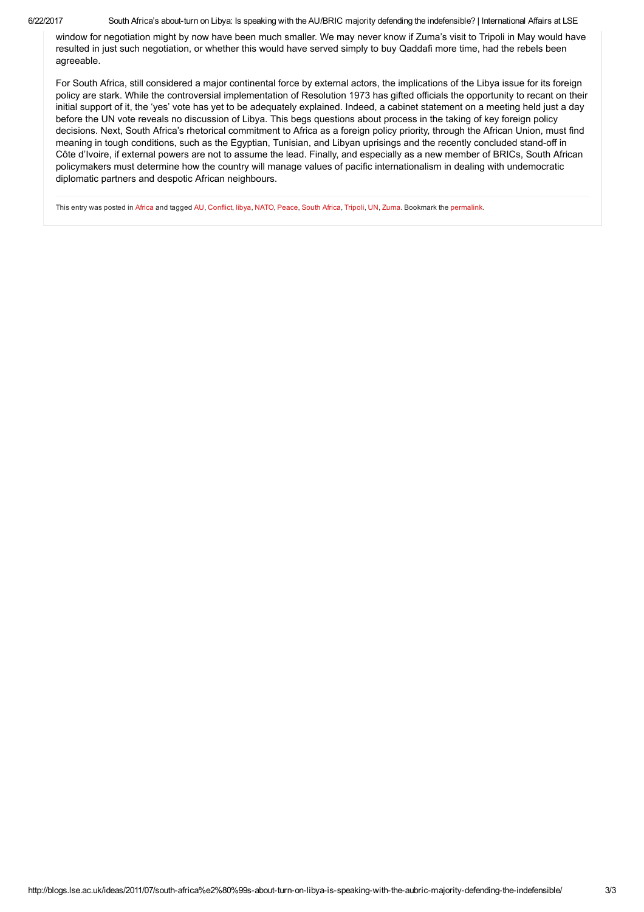window for negotiation might by now have been much smaller. We may never know if Zuma's visit to Tripoli in May would have resulted in just such negotiation, or whether this would have served simply to buy Qaddafi more time, had the rebels been agreeable.

For South Africa, still considered a major continental force by external actors, the implications of the Libya issue for its foreign policy are stark. While the controversial implementation of Resolution 1973 has gifted officials the opportunity to recant on their initial support of it, the 'yes' vote has yet to be adequately explained. Indeed, a cabinet statement on a meeting held just a day before the UN vote reveals no discussion of Libya. This begs questions about process in the taking of key foreign policy decisions. Next, South Africa's rhetorical commitment to Africa as a foreign policy priority, through the African Union, must find meaning in tough conditions, such as the Egyptian, Tunisian, and Libyan uprisings and the recently concluded stand-off in Côte d'Ivoire, if external powers are not to assume the lead. Finally, and especially as a new member of BRICs, South African policymakers must determine how the country will manage values of pacific internationalism in dealing with undemocratic diplomatic partners and despotic African neighbours.

This entry was posted in Africa and tagged AU, Conflict, libya, NATO, Peace, South Africa, Tripoli, UN, Zuma. Bookmark the permalink.